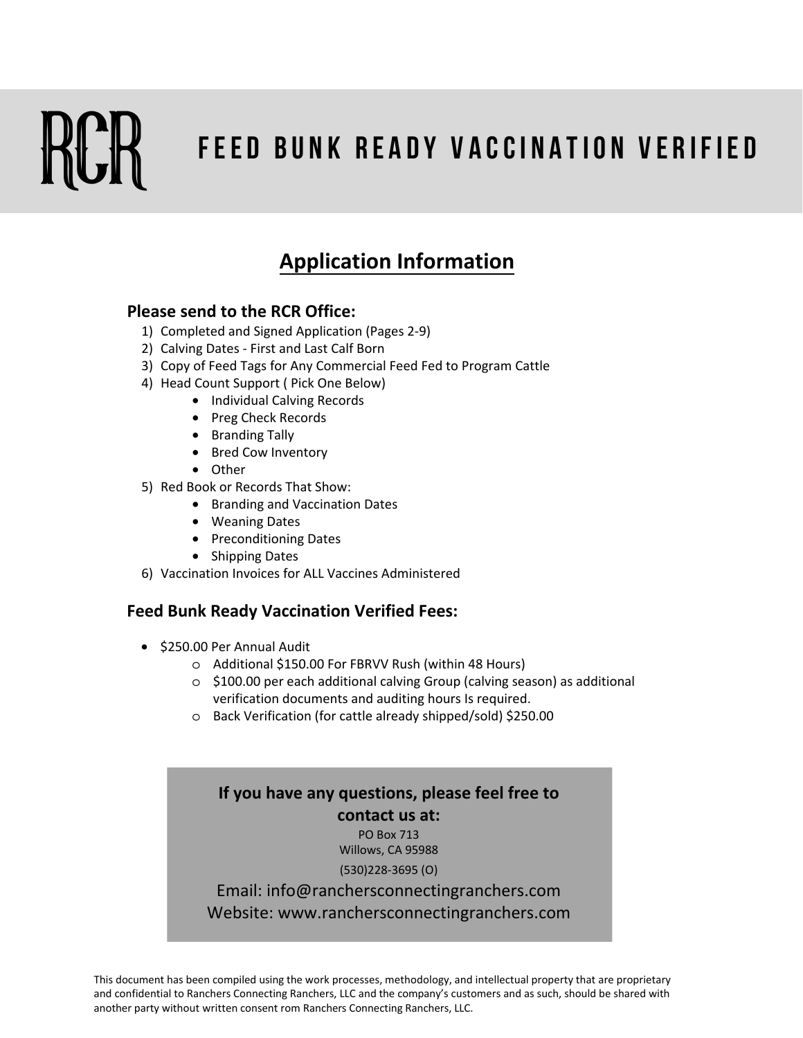RCR

# FEED BUNK READY VACCINATION VERIFIED

## Application Information

### Please send to the RCR Office:

1) Completed and Signed Application (Pages 2-9)
2) Calving Dates - First and Last Calf Born
3) Copy of Feed Tags for Any Commercial Feed Fed to Program Cattle
4) Head Count Support ( Pick One Below)
   - Individual Calving Records
   - Preg Check Records
   - Branding Tally
   - Bred Cow Inventory
   - Other
5) Red Book or Records That Show:
   - Branding and Vaccination Dates
   - Weaning Dates
   - Preconditioning Dates
   - Shipping Dates
6) Vaccination Invoices for ALL Vaccines Administered

### Feed Bunk Ready Vaccination Verified Fees:

- $250.00 Per Annual Audit
  - Additional $150.00 For FBRVV Rush (within 48 Hours)
  - $100.00 per each additional calving Group (calving season) as additional verification documents and auditing hours Is required.
  - Back Verification (for cattle already shipped/sold) $250.00

**If you have any questions, please feel free to contact us at:**

PO Box 713
Willows, CA 95988
(530)228-3695 (O)
Email: info@ranchersconnectingranchers.com
Website: www.ranchersconnectingranchers.com

This document has been compiled using the work processes, methodology, and intellectual property that are proprietary and confidential to Ranchers Connecting Ranchers, LLC and the company's customers and as such, should be shared with another party without written consent rom Ranchers Connecting Ranchers, LLC.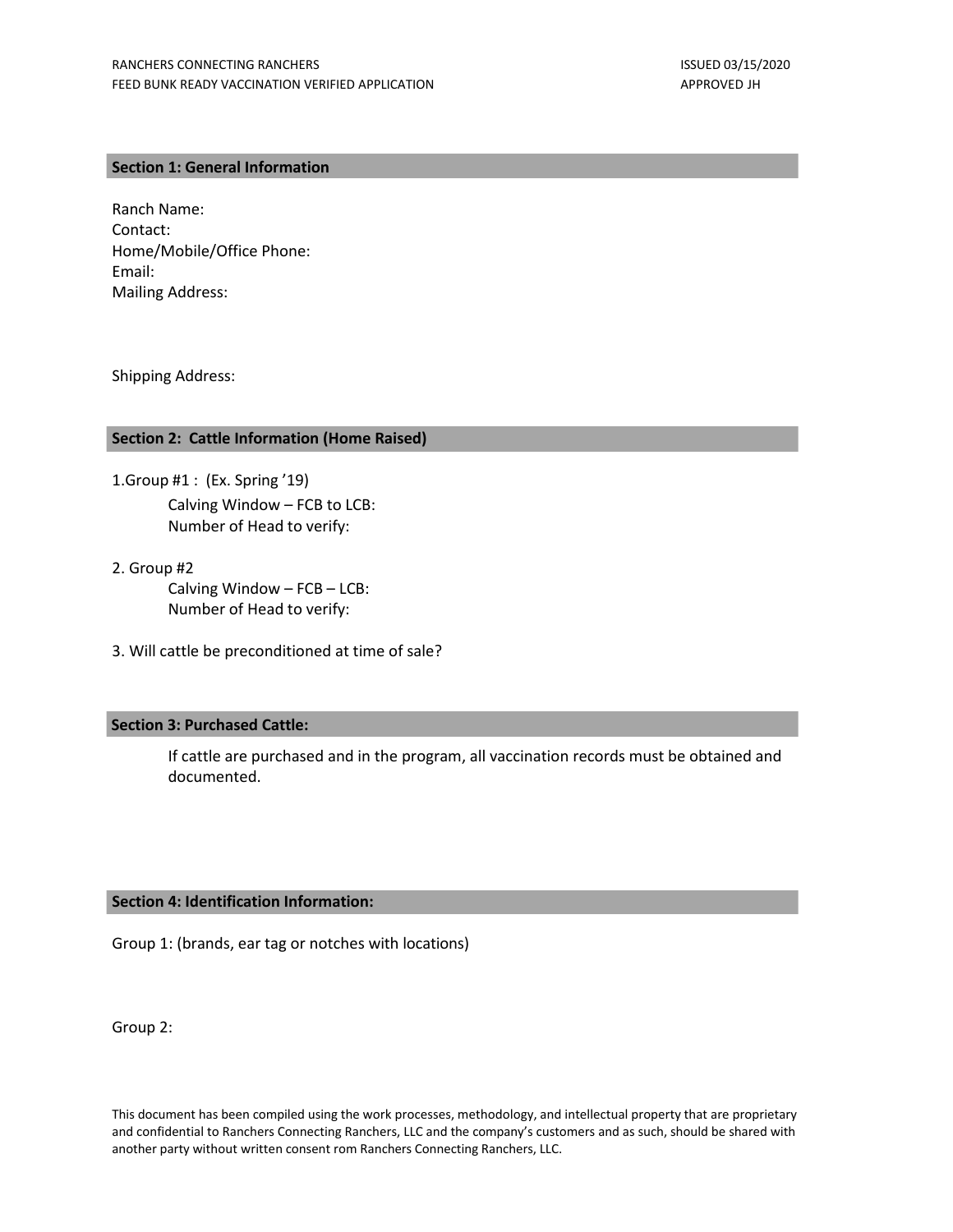## Section 1: General Information

Ranch Name:
Contact:
Home/Mobile/Office Phone:
Email:
Mailing Address:

Shipping Address:

## Section 2: Cattle Information (Home Raised)

1.Group #1 : (Ex. Spring '19)
   Calving Window – FCB to LCB:
   Number of Head to verify:

2. Group #2
   Calving Window – FCB – LCB:
   Number of Head to verify:

3. Will cattle be preconditioned at time of sale?

## Section 3: Purchased Cattle:

If cattle are purchased and in the program, all vaccination records must be obtained and documented.

## Section 4: Identification Information:

Group 1: (brands, ear tag or notches with locations)

Group 2: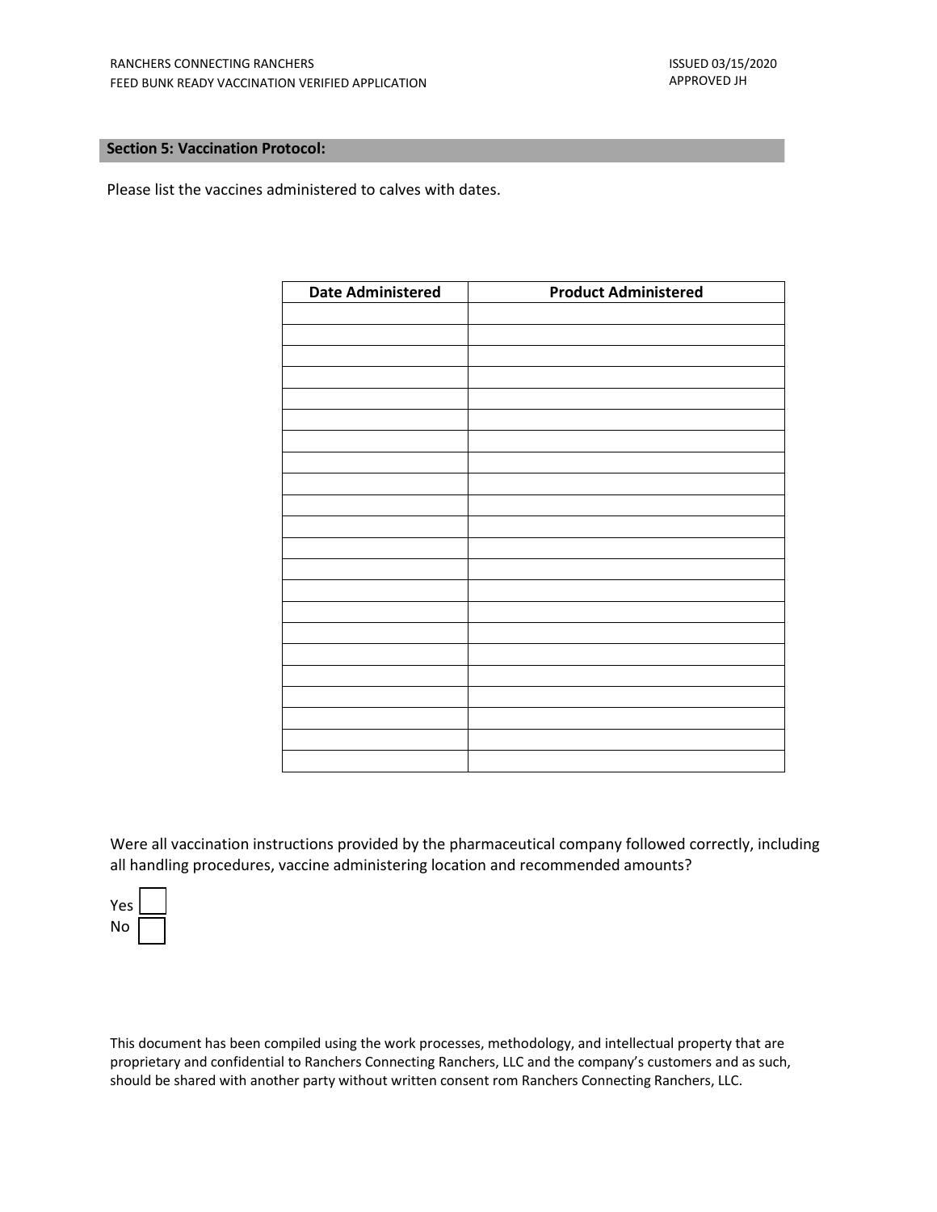## Section 5: Vaccination Protocol:

Please list the vaccines administered to calves with dates.

| Date Administered | Product Administered |
|---|---|
| | |
| | |
| | |
| | |
| | |
| | |
| | |
| | |
| | |
| | |
| | |
| | |
| | |
| | |
| | |
| | |
| | |
| | |
| | |
| | |
| | |
| | |

Were all vaccination instructions provided by the pharmaceutical company followed correctly, including all handling procedures, vaccine administering location and recommended amounts?

Yes ☐
No ☐

This document has been compiled using the work processes, methodology, and intellectual property that are proprietary and confidential to Ranchers Connecting Ranchers, LLC and the company's customers and as such, should be shared with another party without written consent rom Ranchers Connecting Ranchers, LLC.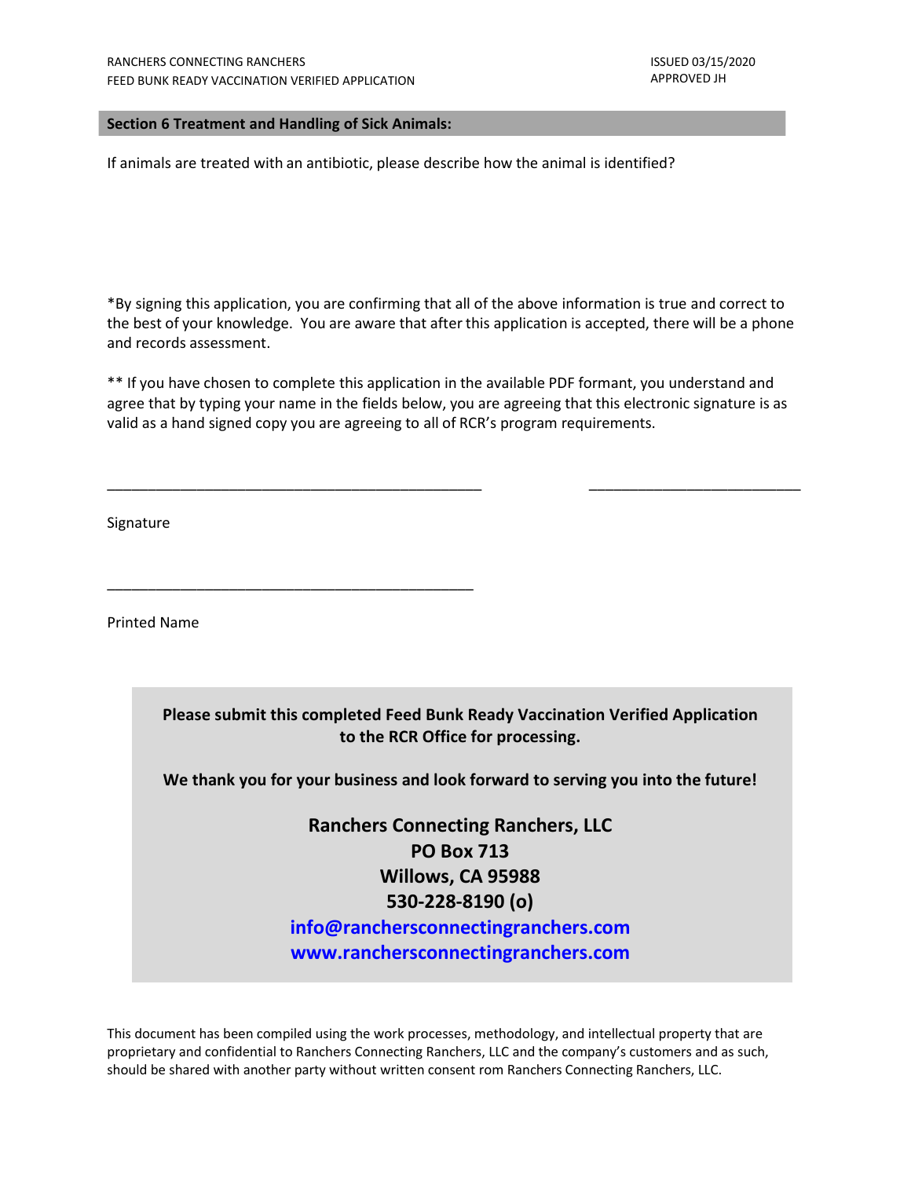## Section 6 Treatment and Handling of Sick Animals:

If animals are treated with an antibiotic, please describe how the animal is identified?

*By signing this application, you are confirming that all of the above information is true and correct to the best of your knowledge. You are aware that after this application is accepted, there will be a phone and records assessment.

** If you have chosen to complete this application in the available PDF formant, you understand and agree that by typing your name in the fields below, you are agreeing that this electronic signature is as valid as a hand signed copy you are agreeing to all of RCR's program requirements.

_______________________________________________ ___________________________

Signature

_______________________________________________

Printed Name

**Please submit this completed Feed Bunk Ready Vaccination Verified Application to the RCR Office for processing.**

**We thank you for your business and look forward to serving you into the future!**

**Ranchers Connecting Ranchers, LLC**
**PO Box 713**
**Willows, CA 95988**
**530-228-8190 (o)**
**info@ranchersconnectingranchers.com**
**www.ranchersconnectingranchers.com**

This document has been compiled using the work processes, methodology, and intellectual property that are proprietary and confidential to Ranchers Connecting Ranchers, LLC and the company's customers and as such, should be shared with another party without written consent rom Ranchers Connecting Ranchers, LLC.